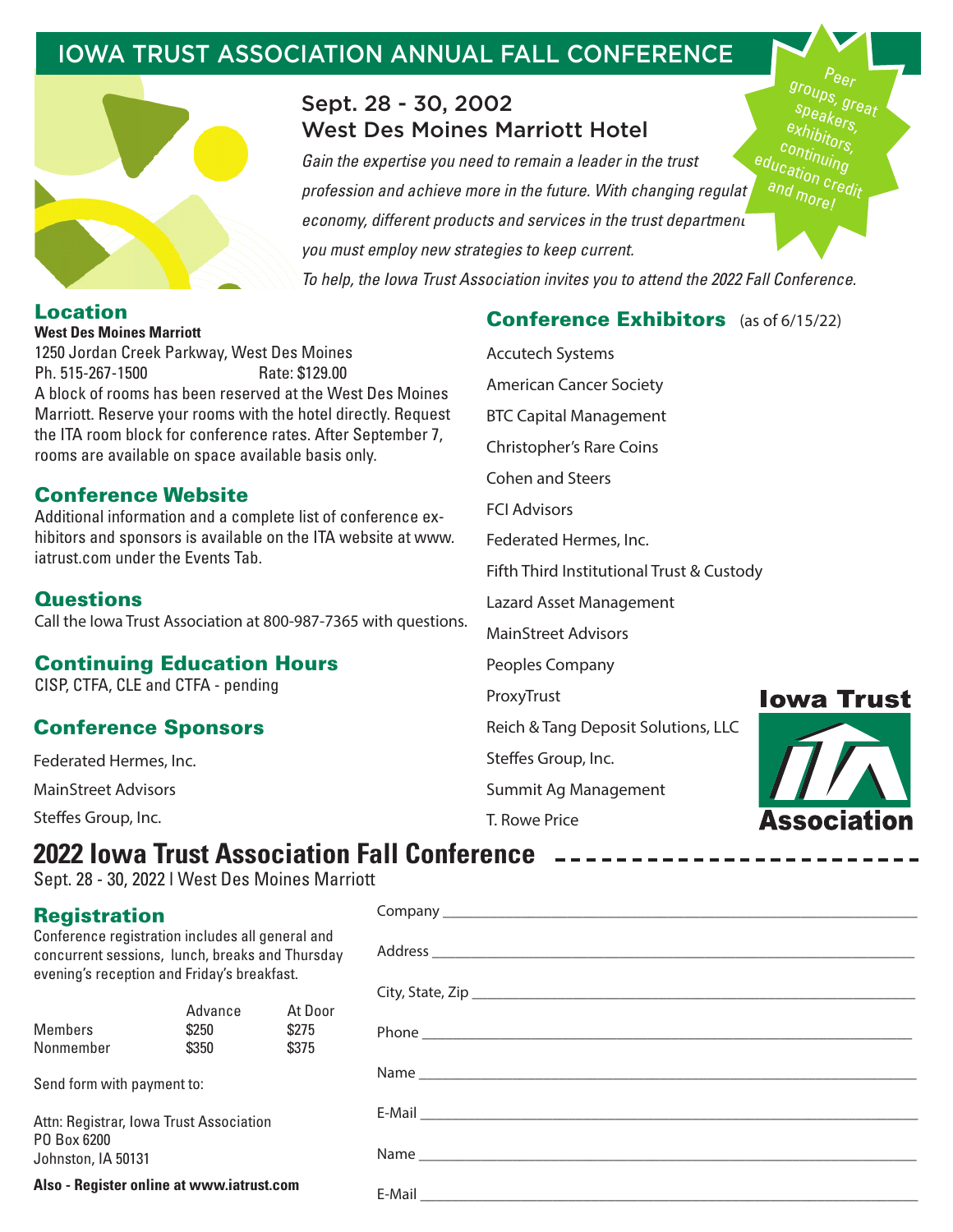# IOWA TRUST ASSOCIATION ANNUAL FALL CONFERENCE

## Sept. 28 - 30, 2002
## West Des Moines Marriott Hotel

*Gain the expertise you need to remain a leader in the trust profession and achieve more in the future. With changing regulat economy, different products and services in the trust department you must employ new strategies to keep current.*

*To help, the Iowa Trust Association invites you to attend the 2022 Fall Conference.*

Peer groups, great speakers, exhibitors, continuing education credit and more!

### Location

**West Des Moines Marriott**
1250 Jordan Creek Parkway, West Des Moines
Ph. 515-267-1500 Rate: $129.00
A block of rooms has been reserved at the West Des Moines Marriott. Reserve your rooms with the hotel directly. Request the ITA room block for conference rates. After September 7, rooms are available on space available basis only.

### Conference Website

Additional information and a complete list of conference exhibitors and sponsors is available on the ITA website at www.iatrust.com under the Events Tab.

### Questions

Call the Iowa Trust Association at 800-987-7365 with questions.

### Continuing Education Hours

CISP, CTFA, CLE and CTFA - pending

### Conference Sponsors

Federated Hermes, Inc.
MainStreet Advisors
Steffes Group, Inc.

### Conference Exhibitors (as of 6/15/22)

Accutech Systems
American Cancer Society
BTC Capital Management
Christopher's Rare Coins
Cohen and Steers
FCI Advisors
Federated Hermes, Inc.
Fifth Third Institutional Trust & Custody
Lazard Asset Management
MainStreet Advisors
Peoples Company
ProxyTrust
Reich & Tang Deposit Solutions, LLC
Steffes Group, Inc.
Summit Ag Management
T. Rowe Price

Iowa Trust ITA Association

## 2022 Iowa Trust Association Fall Conference

Sept. 28 - 30, 2022 | West Des Moines Marriott

### Registration

Conference registration includes all general and concurrent sessions, lunch, breaks and Thursday evening's reception and Friday's breakfast.

| | Advance | At Door |
|---|---|---|
| Members | $250 | $275 |
| Nonmember | $350 | $375 |

Send form with payment to:

Attn: Registrar, Iowa Trust Association
PO Box 6200
Johnston, IA 50131

**Also - Register online at www.iatrust.com**

Company ______________________________

Address ______________________________

City, State, Zip ______________________________

Phone ______________________________

Name ______________________________

E-Mail ______________________________

Name ______________________________

E-Mail ______________________________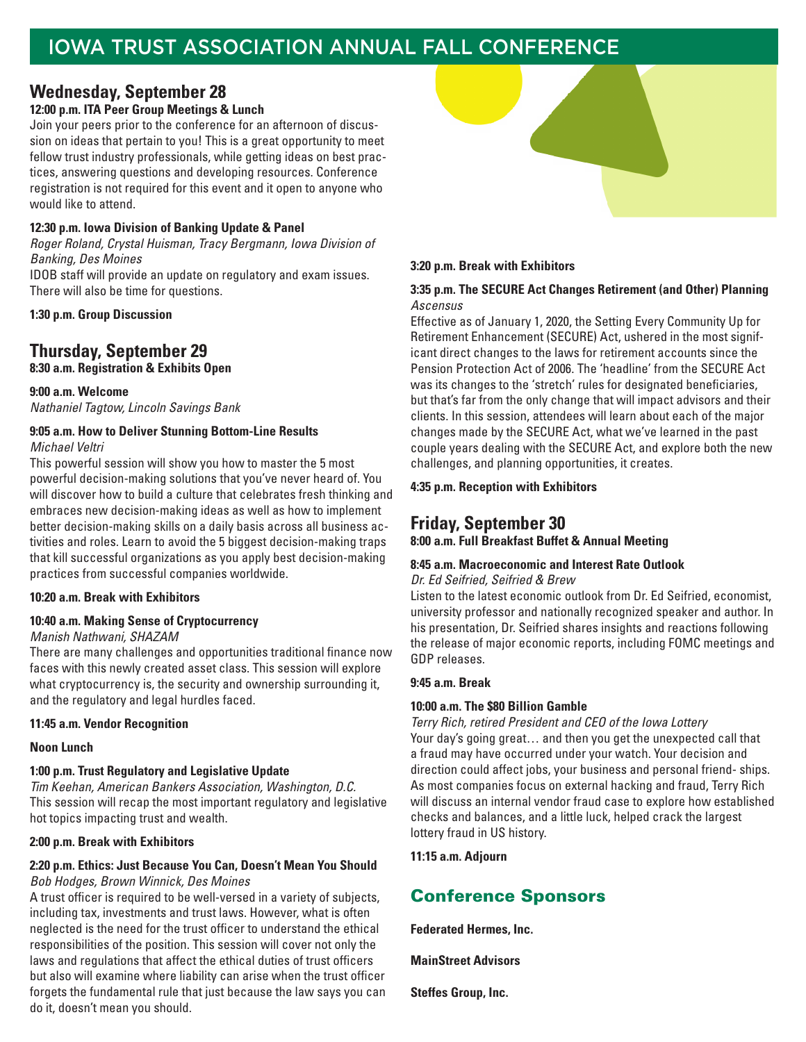# IOWA TRUST ASSOCIATION ANNUAL FALL CONFERENCE

## Wednesday, September 28

**12:00 p.m. ITA Peer Group Meetings & Lunch**

Join your peers prior to the conference for an afternoon of discussion on ideas that pertain to you! This is a great opportunity to meet fellow trust industry professionals, while getting ideas on best practices, answering questions and developing resources. Conference registration is not required for this event and it open to anyone who would like to attend.

**12:30 p.m. Iowa Division of Banking Update & Panel**

*Roger Roland, Crystal Huisman, Tracy Bergmann, Iowa Division of Banking, Des Moines*

IDOB staff will provide an update on regulatory and exam issues. There will also be time for questions.

**1:30 p.m. Group Discussion**

## Thursday, September 29

**8:30 a.m. Registration & Exhibits Open**

**9:00 a.m. Welcome**

*Nathaniel Tagtow, Lincoln Savings Bank*

**9:05 a.m. How to Deliver Stunning Bottom-Line Results**

*Michael Veltri*

This powerful session will show you how to master the 5 most powerful decision-making solutions that you've never heard of. You will discover how to build a culture that celebrates fresh thinking and embraces new decision-making ideas as well as how to implement better decision-making skills on a daily basis across all business activities and roles. Learn to avoid the 5 biggest decision-making traps that kill successful organizations as you apply best decision-making practices from successful companies worldwide.

**10:20 a.m. Break with Exhibitors**

**10:40 a.m. Making Sense of Cryptocurrency**

*Manish Nathwani, SHAZAM*

There are many challenges and opportunities traditional finance now faces with this newly created asset class. This session will explore what cryptocurrency is, the security and ownership surrounding it, and the regulatory and legal hurdles faced.

**11:45 a.m. Vendor Recognition**

**Noon Lunch**

**1:00 p.m. Trust Regulatory and Legislative Update**

*Tim Keehan, American Bankers Association, Washington, D.C.*

This session will recap the most important regulatory and legislative hot topics impacting trust and wealth.

**2:00 p.m. Break with Exhibitors**

**2:20 p.m. Ethics: Just Because You Can, Doesn't Mean You Should**

*Bob Hodges, Brown Winnick, Des Moines*

A trust officer is required to be well-versed in a variety of subjects, including tax, investments and trust laws. However, what is often neglected is the need for the trust officer to understand the ethical responsibilities of the position. This session will cover not only the laws and regulations that affect the ethical duties of trust officers but also will examine where liability can arise when the trust officer forgets the fundamental rule that just because the law says you can do it, doesn't mean you should.

**3:20 p.m. Break with Exhibitors**

**3:35 p.m. The SECURE Act Changes Retirement (and Other) Planning**

*Ascensus*

Effective as of January 1, 2020, the Setting Every Community Up for Retirement Enhancement (SECURE) Act, ushered in the most significant direct changes to the laws for retirement accounts since the Pension Protection Act of 2006. The 'headline' from the SECURE Act was its changes to the 'stretch' rules for designated beneficiaries, but that's far from the only change that will impact advisors and their clients. In this session, attendees will learn about each of the major changes made by the SECURE Act, what we've learned in the past couple years dealing with the SECURE Act, and explore both the new challenges, and planning opportunities, it creates.

**4:35 p.m. Reception with Exhibitors**

## Friday, September 30

**8:00 a.m. Full Breakfast Buffet & Annual Meeting**

**8:45 a.m. Macroeconomic and Interest Rate Outlook**

*Dr. Ed Seifried, Seifried & Brew*

Listen to the latest economic outlook from Dr. Ed Seifried, economist, university professor and nationally recognized speaker and author. In his presentation, Dr. Seifried shares insights and reactions following the release of major economic reports, including FOMC meetings and GDP releases.

**9:45 a.m. Break**

**10:00 a.m. The $80 Billion Gamble**

*Terry Rich, retired President and CEO of the Iowa Lottery*

Your day's going great… and then you get the unexpected call that a fraud may have occurred under your watch. Your decision and direction could affect jobs, your business and personal friend- ships. As most companies focus on external hacking and fraud, Terry Rich will discuss an internal vendor fraud case to explore how established checks and balances, and a little luck, helped crack the largest lottery fraud in US history.

**11:15 a.m. Adjourn**

## Conference Sponsors

**Federated Hermes, Inc.**

**MainStreet Advisors**

**Steffes Group, Inc.**